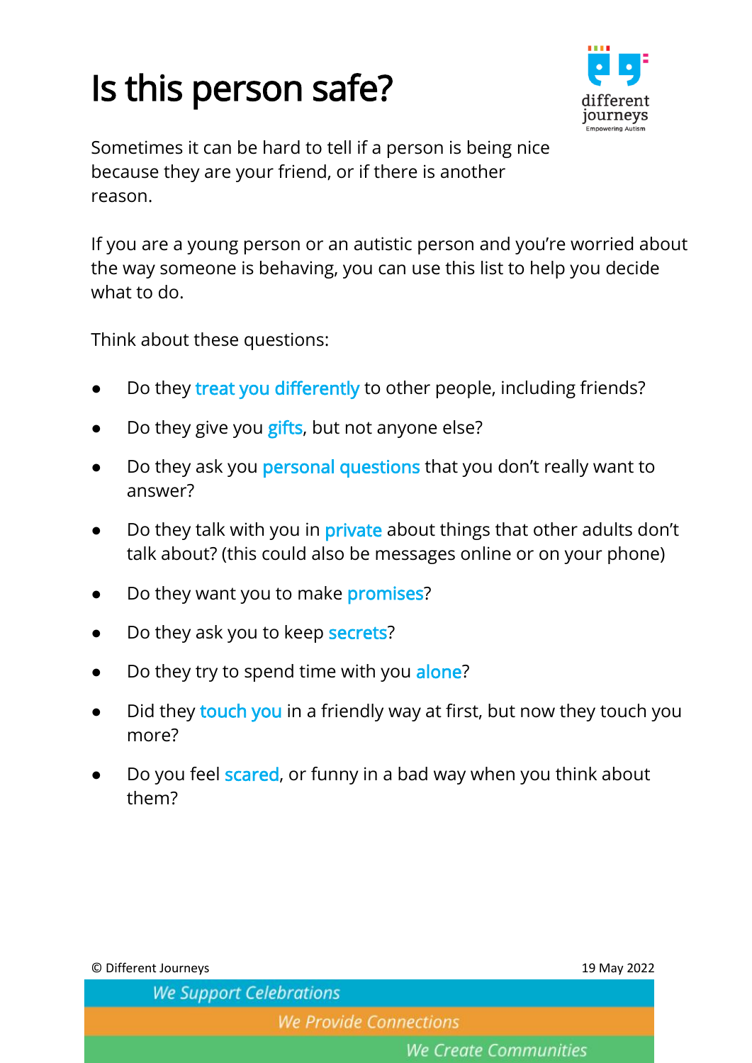# Is this person safe?

Sometimes it can be hard to tell if a person is being nice because they are your friend, or if there is another reason.

If you are a young person or an autistic person and you're worried about the way someone is behaving, you can use this list to help you decide what to do.

Think about these questions:

- Do they **treat you differently** to other people, including friends?
- Do they give you **gifts**, but not anyone else?
- Do they ask you **personal questions** that you don't really want to answer?
- Do they talk with you in **private** about things that other adults don't talk about? (this could also be messages online or on your phone)
- Do they want you to make **promises**?
- Do they ask you to keep **secrets**?
- Do they try to spend time with you **alone**?
- Did they **touch you** in a friendly way at first, but now they touch you more?
- Do you feel **scared**, or funny in a bad way when you think about them?

© Different Journeys 19 May 2022

*We Support Celebrations*

*We Provide Connections*

*We Create Communities*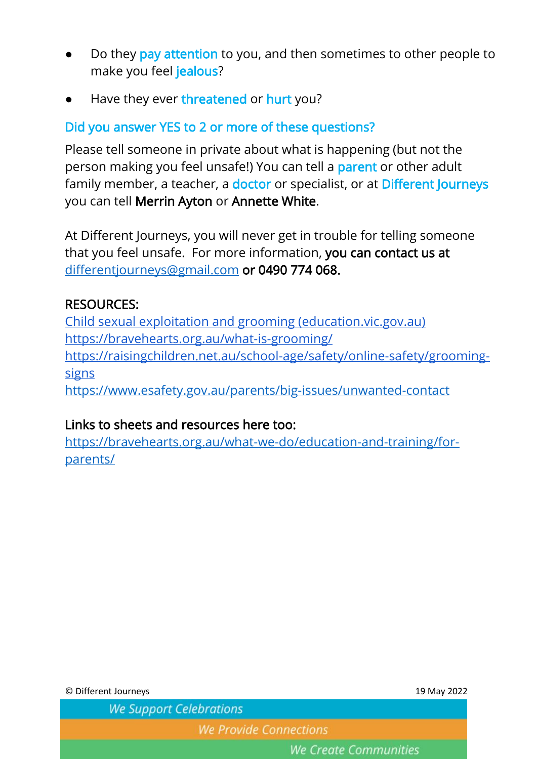- Do they pay attention to you, and then sometimes to other people to make you feel jealous?
- Have they ever threatened or hurt you?

## Did you answer YES to 2 or more of these questions?

Please tell someone in private about what is happening (but not the person making you feel unsafe!) You can tell a parent or other adult family member, a teacher, a doctor or specialist, or at Different Journeys you can tell Merrin Ayton or Annette White.

At Different Journeys, you will never get in trouble for telling someone that you feel unsafe. For more information, you can contact us at differentjourneys@gmail.com or 0490 774 068.

RESOURCES:
Child sexual exploitation and grooming (education.vic.gov.au)
https://bravehearts.org.au/what-is-grooming/
https://raisingchildren.net.au/school-age/safety/online-safety/grooming-signs
https://www.esafety.gov.au/parents/big-issues/unwanted-contact

Links to sheets and resources here too:
https://bravehearts.org.au/what-we-do/education-and-training/for-parents/

© Different Journeys 19 May 2022

*We Support Celebrations*
*We Provide Connections*
*We Create Communities*